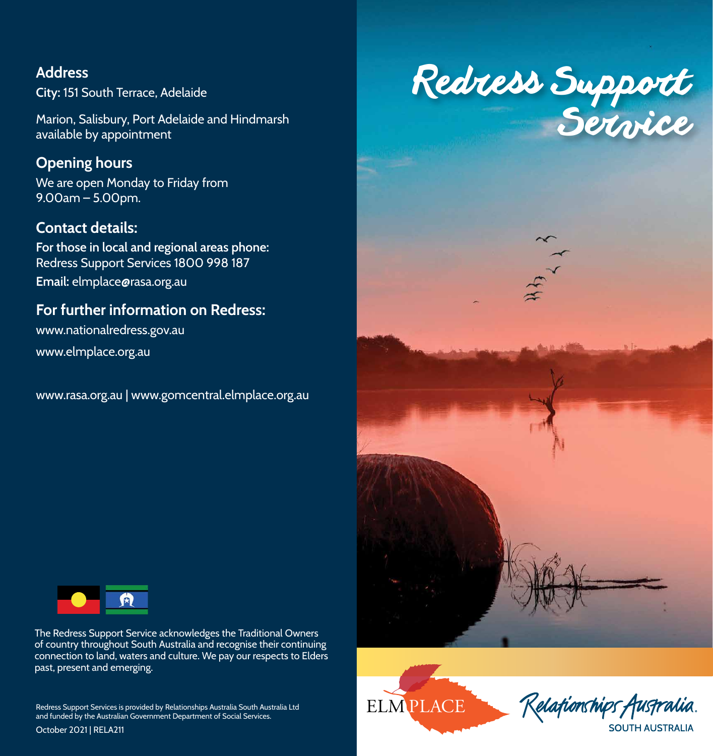## Address

**City:** 151 South Terrace, Adelaide

Marion, Salisbury, Port Adelaide and Hindmarsh available by appointment

## Opening hours

We are open Monday to Friday from 9.00am – 5.00pm.

## Contact details:

**For those in local and regional areas phone:**
Redress Support Services 1800 998 187

**Email:** elmplace@rasa.org.au

## For further information on Redress:

www.nationalredress.gov.au

www.elmplace.org.au

www.rasa.org.au | www.gomcentral.elmplace.org.au

The Redress Support Service acknowledges the Traditional Owners of country throughout South Australia and recognise their continuing connection to land, waters and culture. We pay our respects to Elders past, present and emerging.

Redress Support Services is provided by Relationships Australia South Australia Ltd and funded by the Australian Government Department of Social Services.

October 2021 | RELA211

# Redress Support Service

ELM PLACE

Relationships Australia
SOUTH AUSTRALIA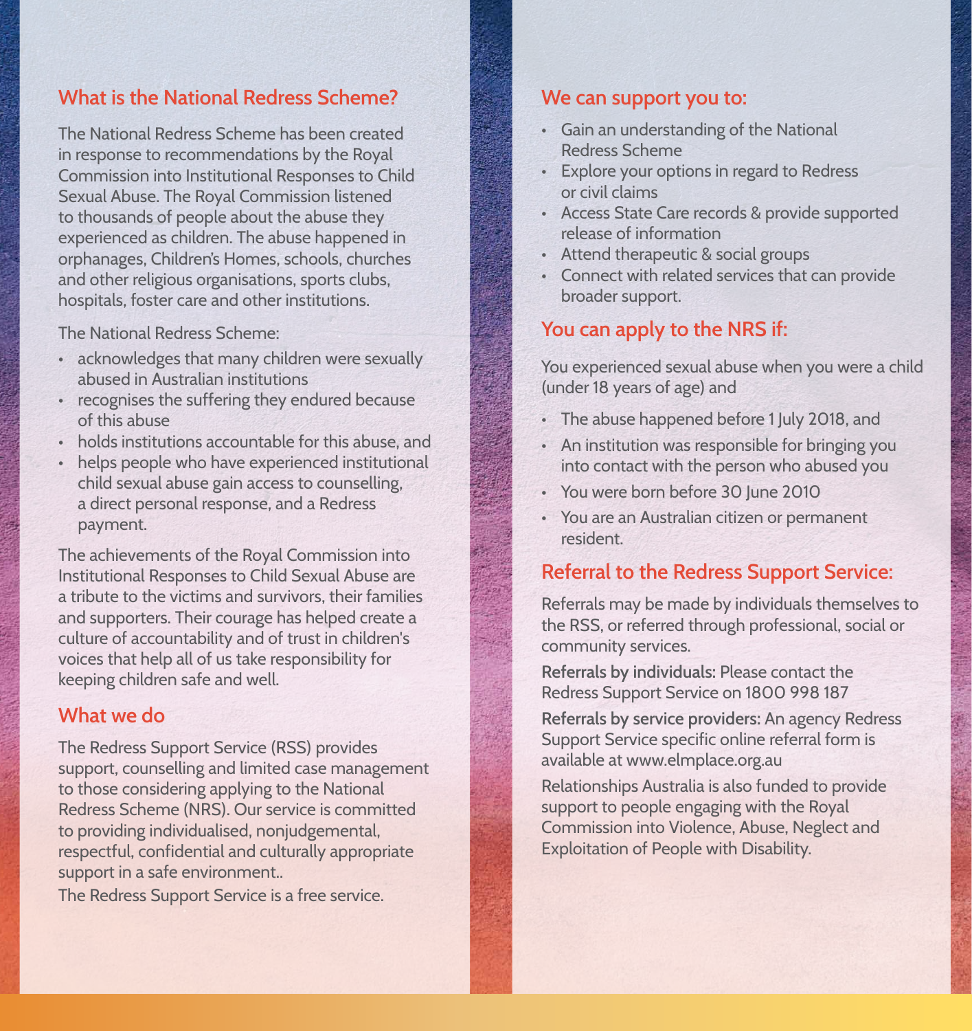## What is the National Redress Scheme?

The National Redress Scheme has been created in response to recommendations by the Royal Commission into Institutional Responses to Child Sexual Abuse. The Royal Commission listened to thousands of people about the abuse they experienced as children. The abuse happened in orphanages, Children's Homes, schools, churches and other religious organisations, sports clubs, hospitals, foster care and other institutions.

The National Redress Scheme:

- acknowledges that many children were sexually abused in Australian institutions
- recognises the suffering they endured because of this abuse
- holds institutions accountable for this abuse, and
- helps people who have experienced institutional child sexual abuse gain access to counselling, a direct personal response, and a Redress payment.

The achievements of the Royal Commission into Institutional Responses to Child Sexual Abuse are a tribute to the victims and survivors, their families and supporters. Their courage has helped create a culture of accountability and of trust in children's voices that help all of us take responsibility for keeping children safe and well.

## What we do

The Redress Support Service (RSS) provides support, counselling and limited case management to those considering applying to the National Redress Scheme (NRS). Our service is committed to providing individualised, nonjudgemental, respectful, confidential and culturally appropriate support in a safe environment..

The Redress Support Service is a free service.

## We can support you to:

- Gain an understanding of the National Redress Scheme
- Explore your options in regard to Redress or civil claims
- Access State Care records & provide supported release of information
- Attend therapeutic & social groups
- Connect with related services that can provide broader support.

## You can apply to the NRS if:

You experienced sexual abuse when you were a child (under 18 years of age) and

- The abuse happened before 1 July 2018, and
- An institution was responsible for bringing you into contact with the person who abused you
- You were born before 30 June 2010
- You are an Australian citizen or permanent resident.

## Referral to the Redress Support Service:

Referrals may be made by individuals themselves to the RSS, or referred through professional, social or community services.

**Referrals by individuals:** Please contact the Redress Support Service on 1800 998 187

**Referrals by service providers:** An agency Redress Support Service specific online referral form is available at www.elmplace.org.au

Relationships Australia is also funded to provide support to people engaging with the Royal Commission into Violence, Abuse, Neglect and Exploitation of People with Disability.